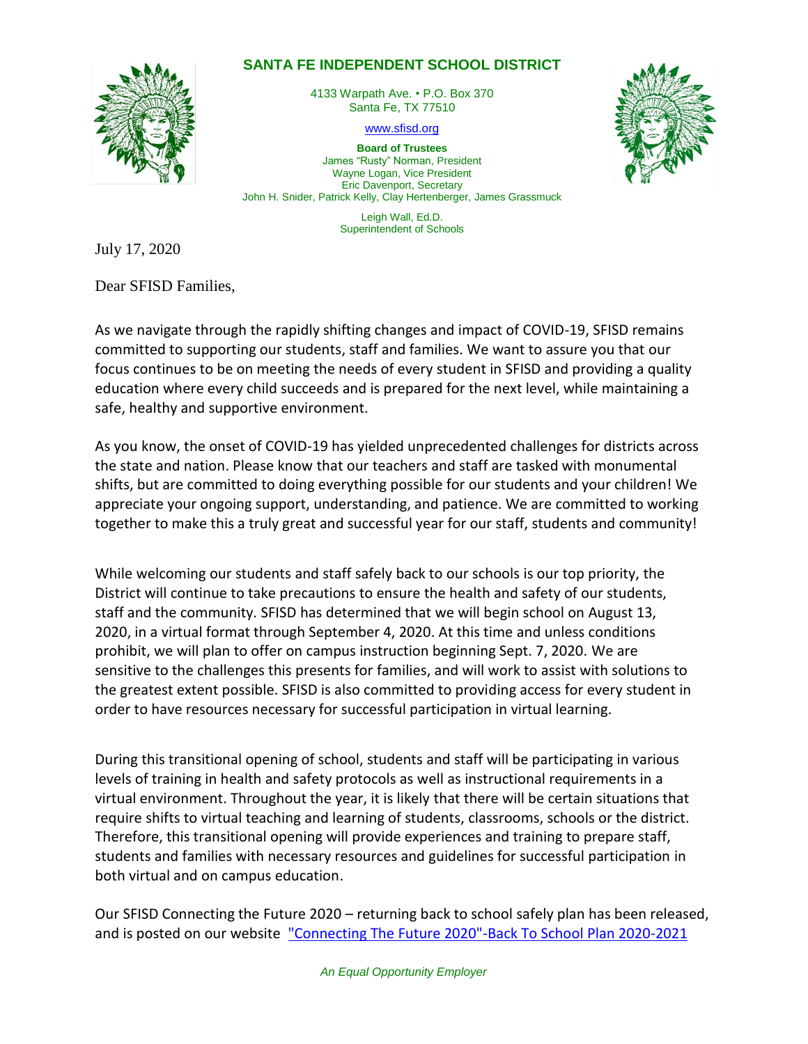# SANTA FE INDEPENDENT SCHOOL DISTRICT

4133 Warpath Ave. • P.O. Box 370
Santa Fe, TX 77510

www.sfisd.org

**Board of Trustees**
James "Rusty" Norman, President
Wayne Logan, Vice President
Eric Davenport, Secretary
John H. Snider, Patrick Kelly, Clay Hertenberger, James Grassmuck

Leigh Wall, Ed.D.
Superintendent of Schools

July 17, 2020

Dear SFISD Families,

As we navigate through the rapidly shifting changes and impact of COVID-19, SFISD remains committed to supporting our students, staff and families. We want to assure you that our focus continues to be on meeting the needs of every student in SFISD and providing a quality education where every child succeeds and is prepared for the next level, while maintaining a safe, healthy and supportive environment.

As you know, the onset of COVID-19 has yielded unprecedented challenges for districts across the state and nation. Please know that our teachers and staff are tasked with monumental shifts, but are committed to doing everything possible for our students and your children! We appreciate your ongoing support, understanding, and patience. We are committed to working together to make this a truly great and successful year for our staff, students and community!

While welcoming our students and staff safely back to our schools is our top priority, the District will continue to take precautions to ensure the health and safety of our students, staff and the community. SFISD has determined that we will begin school on August 13, 2020, in a virtual format through September 4, 2020. At this time and unless conditions prohibit, we will plan to offer on campus instruction beginning Sept. 7, 2020. We are sensitive to the challenges this presents for families, and will work to assist with solutions to the greatest extent possible. SFISD is also committed to providing access for every student in order to have resources necessary for successful participation in virtual learning.

During this transitional opening of school, students and staff will be participating in various levels of training in health and safety protocols as well as instructional requirements in a virtual environment. Throughout the year, it is likely that there will be certain situations that require shifts to virtual teaching and learning of students, classrooms, schools or the district. Therefore, this transitional opening will provide experiences and training to prepare staff, students and families with necessary resources and guidelines for successful participation in both virtual and on campus education.

Our SFISD Connecting the Future 2020 – returning back to school safely plan has been released, and is posted on our website "Connecting The Future 2020"-Back To School Plan 2020-2021

*An Equal Opportunity Employer*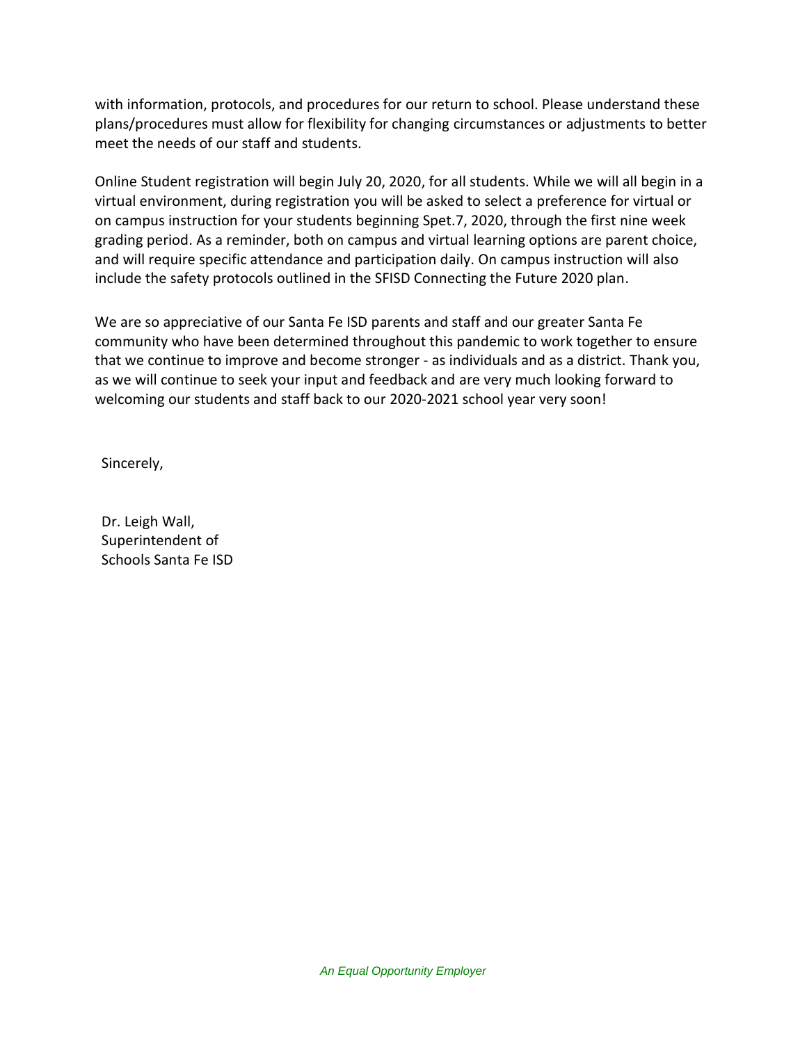with information, protocols, and procedures for our return to school. Please understand these plans/procedures must allow for flexibility for changing circumstances or adjustments to better meet the needs of our staff and students.

Online Student registration will begin July 20, 2020, for all students. While we will all begin in a virtual environment, during registration you will be asked to select a preference for virtual or on campus instruction for your students beginning Spet.7, 2020, through the first nine week grading period. As a reminder, both on campus and virtual learning options are parent choice, and will require specific attendance and participation daily. On campus instruction will also include the safety protocols outlined in the SFISD Connecting the Future 2020 plan.

We are so appreciative of our Santa Fe ISD parents and staff and our greater Santa Fe community who have been determined throughout this pandemic to work together to ensure that we continue to improve and become stronger - as individuals and as a district. Thank you, as we will continue to seek your input and feedback and are very much looking forward to welcoming our students and staff back to our 2020-2021 school year very soon!

Sincerely,

Dr. Leigh Wall,
Superintendent of
Schools Santa Fe ISD

*An Equal Opportunity Employer*